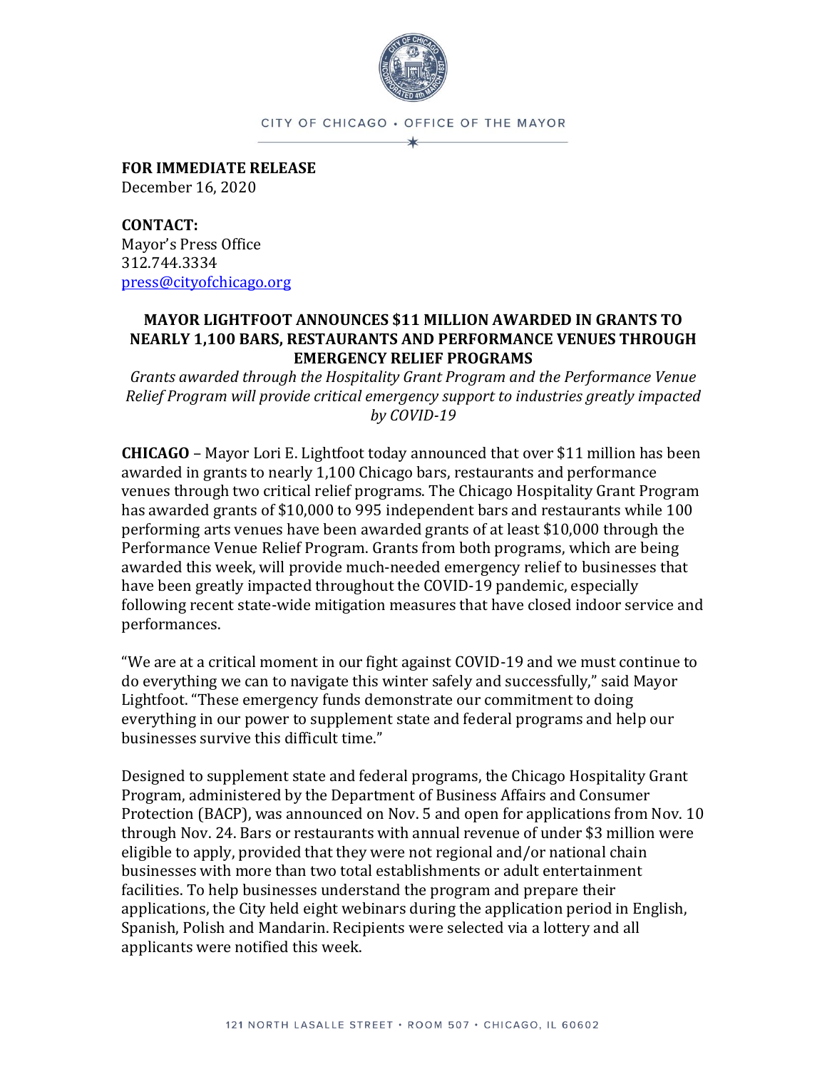CITY OF CHICAGO • OFFICE OF THE MAYOR

**FOR IMMEDIATE RELEASE**
December 16, 2020

**CONTACT:**
Mayor's Press Office
312.744.3334
press@cityofchicago.org

# MAYOR LIGHTFOOT ANNOUNCES $11 MILLION AWARDED IN GRANTS TO NEARLY 1,100 BARS, RESTAURANTS AND PERFORMANCE VENUES THROUGH EMERGENCY RELIEF PROGRAMS

*Grants awarded through the Hospitality Grant Program and the Performance Venue Relief Program will provide critical emergency support to industries greatly impacted by COVID-19*

**CHICAGO** – Mayor Lori E. Lightfoot today announced that over $11 million has been awarded in grants to nearly 1,100 Chicago bars, restaurants and performance venues through two critical relief programs. The Chicago Hospitality Grant Program has awarded grants of $10,000 to 995 independent bars and restaurants while 100 performing arts venues have been awarded grants of at least $10,000 through the Performance Venue Relief Program. Grants from both programs, which are being awarded this week, will provide much-needed emergency relief to businesses that have been greatly impacted throughout the COVID-19 pandemic, especially following recent state-wide mitigation measures that have closed indoor service and performances.

"We are at a critical moment in our fight against COVID-19 and we must continue to do everything we can to navigate this winter safely and successfully," said Mayor Lightfoot. "These emergency funds demonstrate our commitment to doing everything in our power to supplement state and federal programs and help our businesses survive this difficult time."

Designed to supplement state and federal programs, the Chicago Hospitality Grant Program, administered by the Department of Business Affairs and Consumer Protection (BACP), was announced on Nov. 5 and open for applications from Nov. 10 through Nov. 24. Bars or restaurants with annual revenue of under $3 million were eligible to apply, provided that they were not regional and/or national chain businesses with more than two total establishments or adult entertainment facilities. To help businesses understand the program and prepare their applications, the City held eight webinars during the application period in English, Spanish, Polish and Mandarin. Recipients were selected via a lottery and all applicants were notified this week.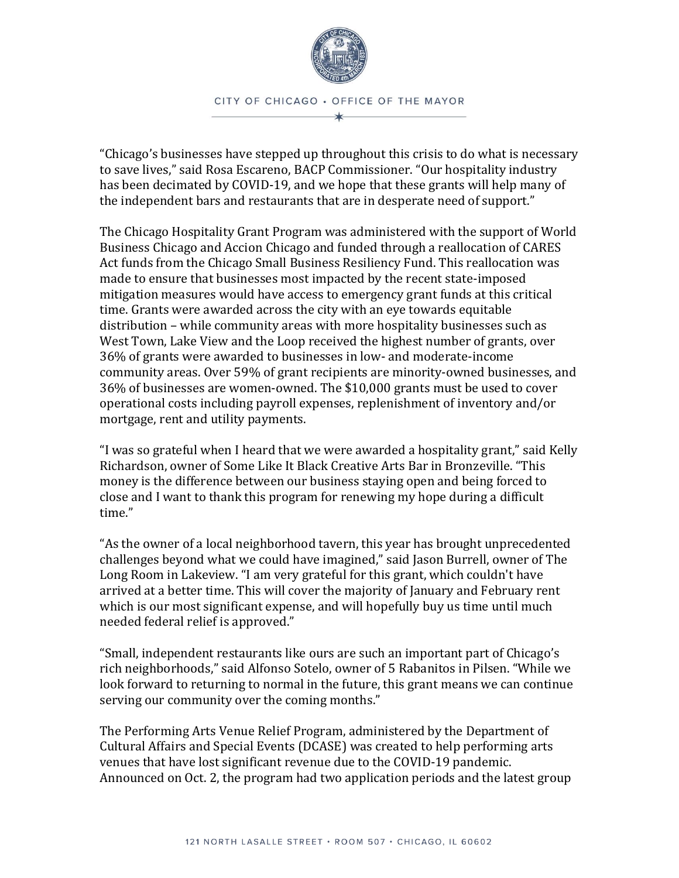"Chicago's businesses have stepped up throughout this crisis to do what is necessary to save lives," said Rosa Escareno, BACP Commissioner. "Our hospitality industry has been decimated by COVID-19, and we hope that these grants will help many of the independent bars and restaurants that are in desperate need of support."

The Chicago Hospitality Grant Program was administered with the support of World Business Chicago and Accion Chicago and funded through a reallocation of CARES Act funds from the Chicago Small Business Resiliency Fund. This reallocation was made to ensure that businesses most impacted by the recent state-imposed mitigation measures would have access to emergency grant funds at this critical time. Grants were awarded across the city with an eye towards equitable distribution – while community areas with more hospitality businesses such as West Town, Lake View and the Loop received the highest number of grants, over 36% of grants were awarded to businesses in low- and moderate-income community areas. Over 59% of grant recipients are minority-owned businesses, and 36% of businesses are women-owned. The $10,000 grants must be used to cover operational costs including payroll expenses, replenishment of inventory and/or mortgage, rent and utility payments.

"I was so grateful when I heard that we were awarded a hospitality grant," said Kelly Richardson, owner of Some Like It Black Creative Arts Bar in Bronzeville. "This money is the difference between our business staying open and being forced to close and I want to thank this program for renewing my hope during a difficult time."

"As the owner of a local neighborhood tavern, this year has brought unprecedented challenges beyond what we could have imagined," said Jason Burrell, owner of The Long Room in Lakeview. "I am very grateful for this grant, which couldn't have arrived at a better time. This will cover the majority of January and February rent which is our most significant expense, and will hopefully buy us time until much needed federal relief is approved."

"Small, independent restaurants like ours are such an important part of Chicago's rich neighborhoods," said Alfonso Sotelo, owner of 5 Rabanitos in Pilsen. "While we look forward to returning to normal in the future, this grant means we can continue serving our community over the coming months."

The Performing Arts Venue Relief Program, administered by the Department of Cultural Affairs and Special Events (DCASE) was created to help performing arts venues that have lost significant revenue due to the COVID-19 pandemic. Announced on Oct. 2, the program had two application periods and the latest group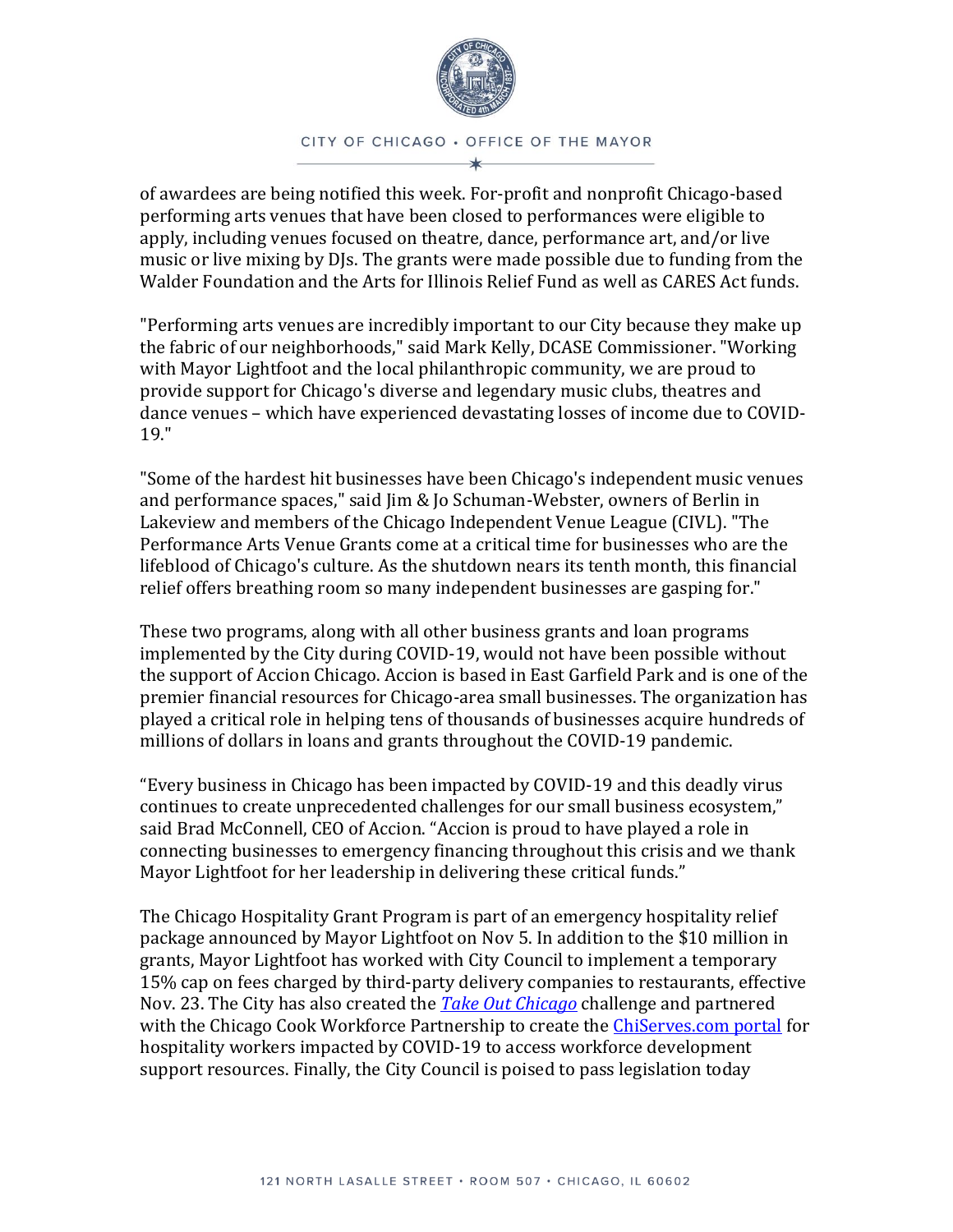of awardees are being notified this week. For-profit and nonprofit Chicago-based performing arts venues that have been closed to performances were eligible to apply, including venues focused on theatre, dance, performance art, and/or live music or live mixing by DJs. The grants were made possible due to funding from the Walder Foundation and the Arts for Illinois Relief Fund as well as CARES Act funds.

"Performing arts venues are incredibly important to our City because they make up the fabric of our neighborhoods," said Mark Kelly, DCASE Commissioner. "Working with Mayor Lightfoot and the local philanthropic community, we are proud to provide support for Chicago's diverse and legendary music clubs, theatres and dance venues – which have experienced devastating losses of income due to COVID-19."

"Some of the hardest hit businesses have been Chicago's independent music venues and performance spaces," said Jim & Jo Schuman-Webster, owners of Berlin in Lakeview and members of the Chicago Independent Venue League (CIVL). "The Performance Arts Venue Grants come at a critical time for businesses who are the lifeblood of Chicago's culture. As the shutdown nears its tenth month, this financial relief offers breathing room so many independent businesses are gasping for."

These two programs, along with all other business grants and loan programs implemented by the City during COVID-19, would not have been possible without the support of Accion Chicago. Accion is based in East Garfield Park and is one of the premier financial resources for Chicago-area small businesses. The organization has played a critical role in helping tens of thousands of businesses acquire hundreds of millions of dollars in loans and grants throughout the COVID-19 pandemic.

"Every business in Chicago has been impacted by COVID-19 and this deadly virus continues to create unprecedented challenges for our small business ecosystem," said Brad McConnell, CEO of Accion. "Accion is proud to have played a role in connecting businesses to emergency financing throughout this crisis and we thank Mayor Lightfoot for her leadership in delivering these critical funds."

The Chicago Hospitality Grant Program is part of an emergency hospitality relief package announced by Mayor Lightfoot on Nov 5. In addition to the $10 million in grants, Mayor Lightfoot has worked with City Council to implement a temporary 15% cap on fees charged by third-party delivery companies to restaurants, effective Nov. 23. The City has also created the *Take Out Chicago* challenge and partnered with the Chicago Cook Workforce Partnership to create the ChiServes.com portal for hospitality workers impacted by COVID-19 to access workforce development support resources. Finally, the City Council is poised to pass legislation today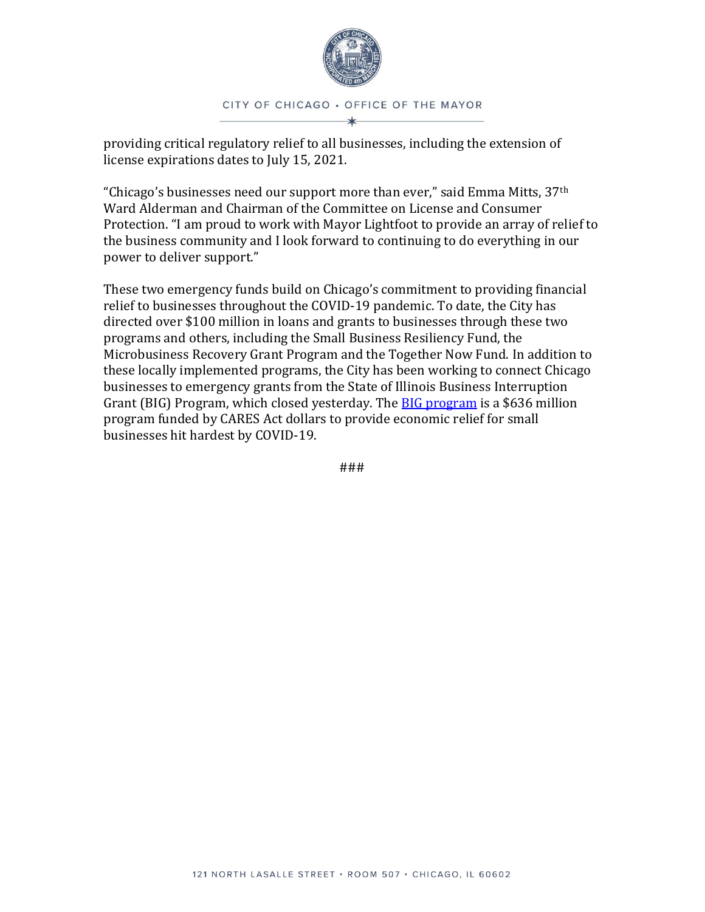providing critical regulatory relief to all businesses, including the extension of license expirations dates to July 15, 2021.

"Chicago's businesses need our support more than ever," said Emma Mitts, 37th Ward Alderman and Chairman of the Committee on License and Consumer Protection. "I am proud to work with Mayor Lightfoot to provide an array of relief to the business community and I look forward to continuing to do everything in our power to deliver support."

These two emergency funds build on Chicago's commitment to providing financial relief to businesses throughout the COVID-19 pandemic. To date, the City has directed over $100 million in loans and grants to businesses through these two programs and others, including the Small Business Resiliency Fund, the Microbusiness Recovery Grant Program and the Together Now Fund. In addition to these locally implemented programs, the City has been working to connect Chicago businesses to emergency grants from the State of Illinois Business Interruption Grant (BIG) Program, which closed yesterday. The BIG program is a $636 million program funded by CARES Act dollars to provide economic relief for small businesses hit hardest by COVID-19.

###